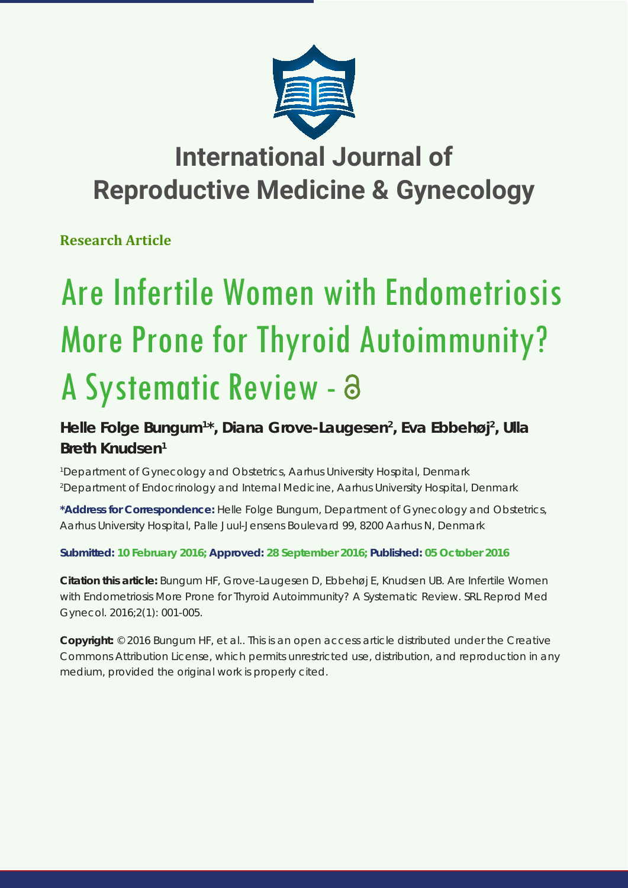# International Journal of Reproductive Medicine & Gynecology

**Research Article**

# Are Infertile Women with Endometriosis More Prone for Thyroid Autoimmunity? A Systematic Review

**Helle Folge Bungum[1]*, Diana Grove-Laugesen[2], Eva Ebbehøj[2], Ulla Breth Knudsen[1]**

[1]Department of Gynecology and Obstetrics, Aarhus University Hospital, Denmark
[2]Department of Endocrinology and Internal Medicine, Aarhus University Hospital, Denmark

**\*Address for Correspondence:** Helle Folge Bungum, Department of Gynecology and Obstetrics, Aarhus University Hospital, Palle Juul-Jensens Boulevard 99, 8200 Aarhus N, Denmark

**Submitted: 10 February 2016; Approved: 28 September 2016; Published: 05 October 2016**

**Citation this article:** Bungum HF, Grove-Laugesen D, Ebbehøj E, Knudsen UB. Are Infertile Women with Endometriosis More Prone for Thyroid Autoimmunity? A Systematic Review. SRL Reprod Med Gynecol. 2016;2(1): 001-005.

**Copyright:** © 2016 Bungum HF, et al.. This is an open access article distributed under the Creative Commons Attribution License, which permits unrestricted use, distribution, and reproduction in any medium, provided the original work is properly cited.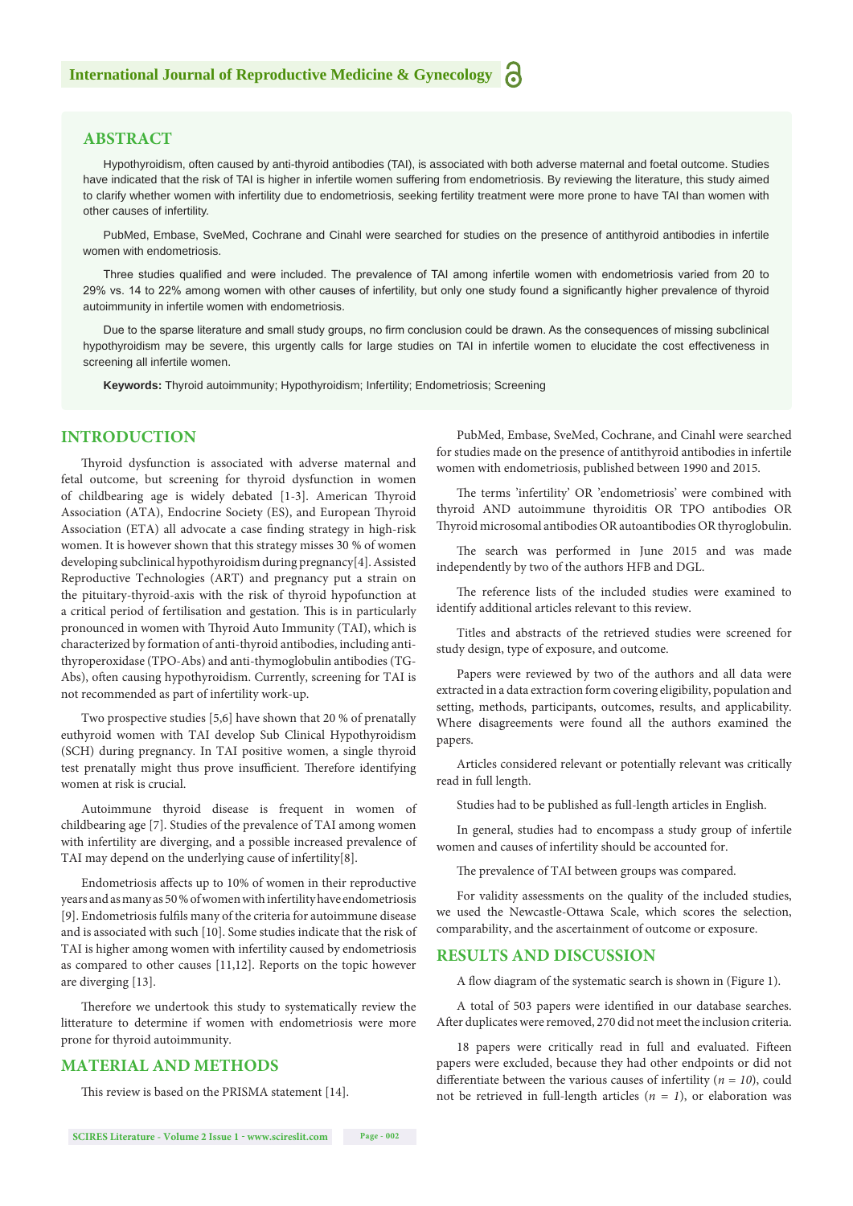## ABSTRACT

Hypothyroidism, often caused by anti-thyroid antibodies (TAI), is associated with both adverse maternal and foetal outcome. Studies have indicated that the risk of TAI is higher in infertile women suffering from endometriosis. By reviewing the literature, this study aimed to clarify whether women with infertility due to endometriosis, seeking fertility treatment were more prone to have TAI than women with other causes of infertility.

PubMed, Embase, SveMed, Cochrane and Cinahl were searched for studies on the presence of antithyroid antibodies in infertile women with endometriosis.

Three studies qualified and were included. The prevalence of TAI among infertile women with endometriosis varied from 20 to 29% vs. 14 to 22% among women with other causes of infertility, but only one study found a significantly higher prevalence of thyroid autoimmunity in infertile women with endometriosis.

Due to the sparse literature and small study groups, no firm conclusion could be drawn. As the consequences of missing subclinical hypothyroidism may be severe, this urgently calls for large studies on TAI in infertile women to elucidate the cost effectiveness in screening all infertile women.

**Keywords:** Thyroid autoimmunity; Hypothyroidism; Infertility; Endometriosis; Screening

## INTRODUCTION

Thyroid dysfunction is associated with adverse maternal and fetal outcome, but screening for thyroid dysfunction in women of childbearing age is widely debated [1-3]. American Thyroid Association (ATA), Endocrine Society (ES), and European Thyroid Association (ETA) all advocate a case finding strategy in high-risk women. It is however shown that this strategy misses 30 % of women developing subclinical hypothyroidism during pregnancy[4]. Assisted Reproductive Technologies (ART) and pregnancy put a strain on the pituitary-thyroid-axis with the risk of thyroid hypofunction at a critical period of fertilisation and gestation. This is in particularly pronounced in women with Thyroid Auto Immunity (TAI), which is characterized by formation of anti-thyroid antibodies, including anti-thyroperoxidase (TPO-Abs) and anti-thymoglobulin antibodies (TG-Abs), often causing hypothyroidism. Currently, screening for TAI is not recommended as part of infertility work-up.

Two prospective studies [5,6] have shown that 20 % of prenatally euthyroid women with TAI develop Sub Clinical Hypothyroidism (SCH) during pregnancy. In TAI positive women, a single thyroid test prenatally might thus prove insufficient. Therefore identifying women at risk is crucial.

Autoimmune thyroid disease is frequent in women of childbearing age [7]. Studies of the prevalence of TAI among women with infertility are diverging, and a possible increased prevalence of TAI may depend on the underlying cause of infertility[8].

Endometriosis affects up to 10% of women in their reproductive years and as many as 50 % of women with infertility have endometriosis [9]. Endometriosis fulfils many of the criteria for autoimmune disease and is associated with such [10]. Some studies indicate that the risk of TAI is higher among women with infertility caused by endometriosis as compared to other causes [11,12]. Reports on the topic however are diverging [13].

Therefore we undertook this study to systematically review the litterature to determine if women with endometriosis were more prone for thyroid autoimmunity.

## MATERIAL AND METHODS

This review is based on the PRISMA statement [14].

PubMed, Embase, SveMed, Cochrane, and Cinahl were searched for studies made on the presence of antithyroid antibodies in infertile women with endometriosis, published between 1990 and 2015.

The terms 'infertility' OR 'endometriosis' were combined with thyroid AND autoimmune thyroiditis OR TPO antibodies OR Thyroid microsomal antibodies OR autoantibodies OR thyroglobulin.

The search was performed in June 2015 and was made independently by two of the authors HFB and DGL.

The reference lists of the included studies were examined to identify additional articles relevant to this review.

Titles and abstracts of the retrieved studies were screened for study design, type of exposure, and outcome.

Papers were reviewed by two of the authors and all data were extracted in a data extraction form covering eligibility, population and setting, methods, participants, outcomes, results, and applicability. Where disagreements were found all the authors examined the papers.

Articles considered relevant or potentially relevant was critically read in full length.

Studies had to be published as full-length articles in English.

In general, studies had to encompass a study group of infertile women and causes of infertility should be accounted for.

The prevalence of TAI between groups was compared.

For validity assessments on the quality of the included studies, we used the Newcastle-Ottawa Scale, which scores the selection, comparability, and the ascertainment of outcome or exposure.

## RESULTS AND DISCUSSION

A flow diagram of the systematic search is shown in (Figure 1).

A total of 503 papers were identified in our database searches. After duplicates were removed, 270 did not meet the inclusion criteria.

18 papers were critically read in full and evaluated. Fifteen papers were excluded, because they had other endpoints or did not differentiate between the various causes of infertility (*n = 10*), could not be retrieved in full-length articles (*n = 1*), or elaboration was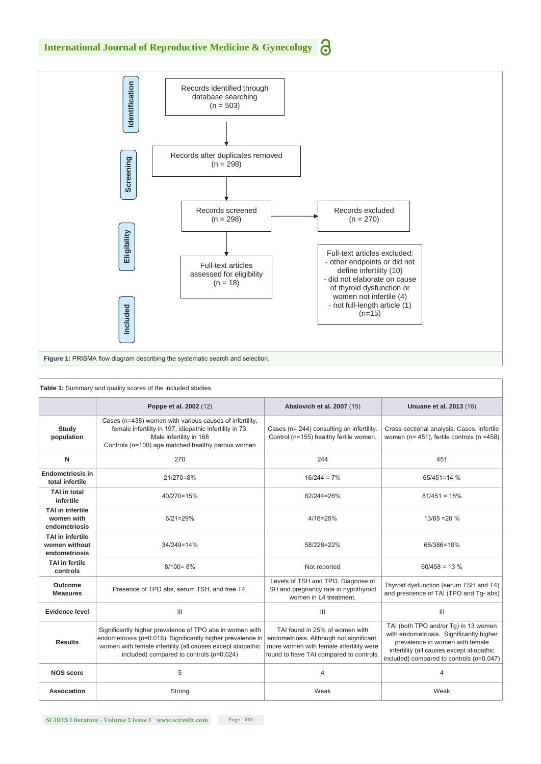Records identified through database searching (n = 503)

Records after duplicates removed (n = 298)

Records screened (n = 298)

Records excluded (n = 270)

Full-text articles assessed for eligibility (n = 18)

Full-text articles excluded:
- other endpoints or did not define infertility (10)
- did not elaborate on cause of thyroid dysfunction or women not infertile (4)
- not full-length article (1)
(n=15)

Identification | Screening | Eligibility | Included

**Figure 1:** PRISMA flow diagram describing the systematic search and selection.

**Table 1:** Summary and quality scores of the included studies.

| | **Poppe et al. 2002** (12) | **Abalovich et al. 2007** (15) | **Unuane et al. 2013** (16) |
|---|---|---|---|
| **Study population** | Cases (n=438) women with various causes of infertility, female infertility in 197, idiopathic infertility in 73. Male infertility in 168 Controls (n=100) age matched healthy parous women | Cases (n= 244) consulting on infertility. Control (n=155) healthy fertile women. | Cross-sectional analysis. Cases, infertile women (n= 451), fertile controls (n =458) |
| **N** | 270 | 244 | 451 |
| **Endometriosis in total infertile** | 21/270=8% | 16/244 = 7% | 65/451=14 % |
| **TAI in total infertile** | 40/270=15% | 62/244=26% | 81/451 = 18% |
| **TAI in infertile women with endometriosis** | 6/21=29% | 4/16=25% | 13/65 =20 % |
| **TAI in infertile women without endometriosis** | 34/249=14% | 58/228=22% | 68/386=18% |
| **TAI in fertile controls** | 8/100= 8% | Not reported | 60/458 = 13 % |
| **Outcome Measures** | Presence of TPO abs, serum TSH, and free T4. | Levels of TSH and TPO. Diagnose of SH and pregnancy rate in hypothyroid women in L4 treatment. | Thyroid dysfunction (serum TSH and T4) and prescence of TAI (TPO and Tg- abs) |
| **Evidence level** | III | III | III |
| **Results** | Significantly higher prevalence of TPO abs in women with endometriosis (*p*=0.016). Significantly higher prevalence in women with female infertility (all causes except idiopathic included) compared to controls (*p*=0.024) | TAI found in 25% of women with endometriosis. Although not significant, more women with female infertility were found to have TAI compared to controls. | TAI (both TPO and/or Tg) in 13 women with endometriosis. Significantly higher prevalence in women with female infertility (all causes except idiopathic included) compared to controls (*p*=0.047) |
| **NOS score** | 5 | 4 | 4 |
| **Association** | Strong | Weak | Weak |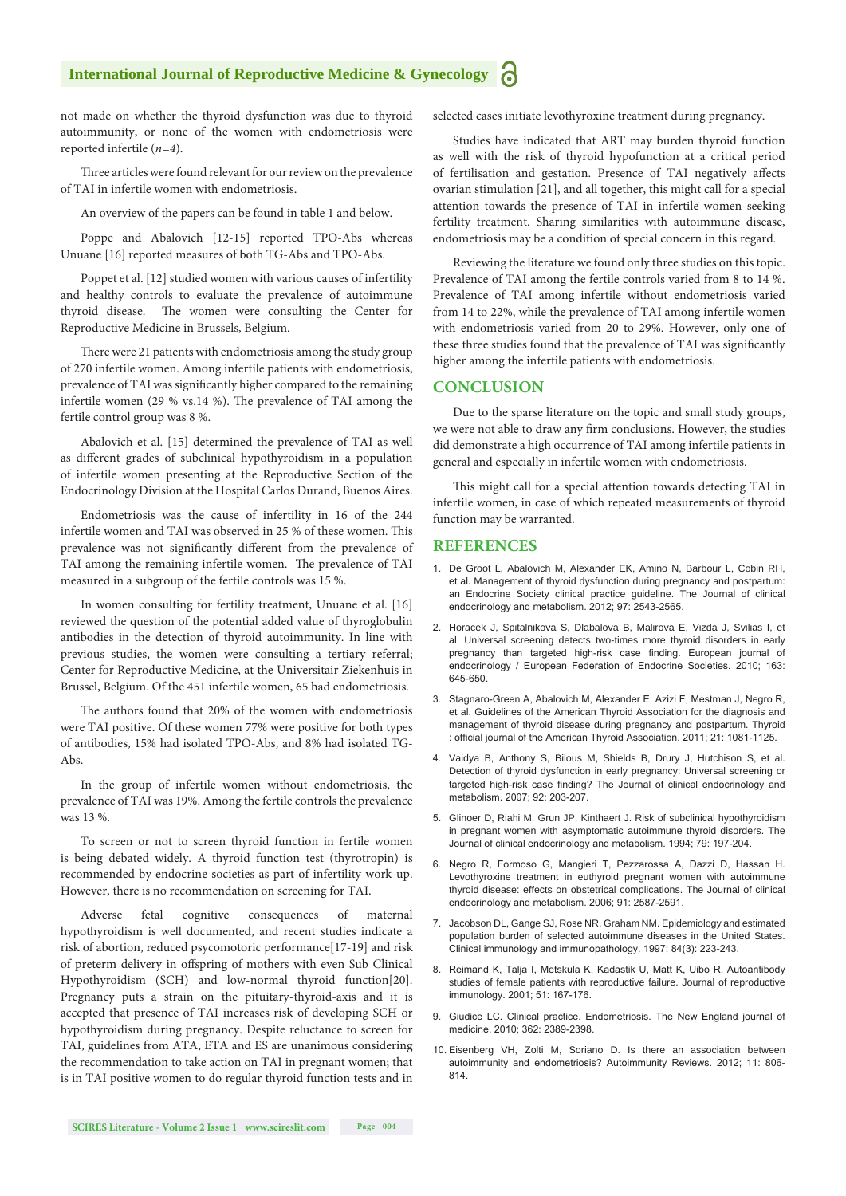not made on whether the thyroid dysfunction was due to thyroid autoimmunity, or none of the women with endometriosis were reported infertile (*n=4*).

Three articles were found relevant for our review on the prevalence of TAI in infertile women with endometriosis.

An overview of the papers can be found in table 1 and below.

Poppe and Abalovich [12-15] reported TPO-Abs whereas Unuane [16] reported measures of both TG-Abs and TPO-Abs.

Poppet et al. [12] studied women with various causes of infertility and healthy controls to evaluate the prevalence of autoimmune thyroid disease. The women were consulting the Center for Reproductive Medicine in Brussels, Belgium.

There were 21 patients with endometriosis among the study group of 270 infertile women. Among infertile patients with endometriosis, prevalence of TAI was significantly higher compared to the remaining infertile women (29 % vs.14 %). The prevalence of TAI among the fertile control group was 8 %.

Abalovich et al. [15] determined the prevalence of TAI as well as different grades of subclinical hypothyroidism in a population of infertile women presenting at the Reproductive Section of the Endocrinology Division at the Hospital Carlos Durand, Buenos Aires.

Endometriosis was the cause of infertility in 16 of the 244 infertile women and TAI was observed in 25 % of these women. This prevalence was not significantly different from the prevalence of TAI among the remaining infertile women. The prevalence of TAI measured in a subgroup of the fertile controls was 15 %.

In women consulting for fertility treatment, Unuane et al. [16] reviewed the question of the potential added value of thyroglobulin antibodies in the detection of thyroid autoimmunity. In line with previous studies, the women were consulting a tertiary referral; Center for Reproductive Medicine, at the Universitair Ziekenhuis in Brussel, Belgium. Of the 451 infertile women, 65 had endometriosis.

The authors found that 20% of the women with endometriosis were TAI positive. Of these women 77% were positive for both types of antibodies, 15% had isolated TPO-Abs, and 8% had isolated TG-Abs.

In the group of infertile women without endometriosis, the prevalence of TAI was 19%. Among the fertile controls the prevalence was 13 %.

To screen or not to screen thyroid function in fertile women is being debated widely. A thyroid function test (thyrotropin) is recommended by endocrine societies as part of infertility work-up. However, there is no recommendation on screening for TAI.

Adverse fetal cognitive consequences of maternal hypothyroidism is well documented, and recent studies indicate a risk of abortion, reduced psycomotoric performance[17-19] and risk of preterm delivery in offspring of mothers with even Sub Clinical Hypothyroidism (SCH) and low-normal thyroid function[20]. Pregnancy puts a strain on the pituitary-thyroid-axis and it is accepted that presence of TAI increases risk of developing SCH or hypothyroidism during pregnancy. Despite reluctance to screen for TAI, guidelines from ATA, ETA and ES are unanimous considering the recommendation to take action on TAI in pregnant women; that is in TAI positive women to do regular thyroid function tests and in selected cases initiate levothyroxine treatment during pregnancy.

Studies have indicated that ART may burden thyroid function as well with the risk of thyroid hypofunction at a critical period of fertilisation and gestation. Presence of TAI negatively affects ovarian stimulation [21], and all together, this might call for a special attention towards the presence of TAI in infertile women seeking fertility treatment. Sharing similarities with autoimmune disease, endometriosis may be a condition of special concern in this regard.

Reviewing the literature we found only three studies on this topic. Prevalence of TAI among the fertile controls varied from 8 to 14 %. Prevalence of TAI among infertile without endometriosis varied from 14 to 22%, while the prevalence of TAI among infertile women with endometriosis varied from 20 to 29%. However, only one of these three studies found that the prevalence of TAI was significantly higher among the infertile patients with endometriosis.

## CONCLUSION

Due to the sparse literature on the topic and small study groups, we were not able to draw any firm conclusions. However, the studies did demonstrate a high occurrence of TAI among infertile patients in general and especially in infertile women with endometriosis.

This might call for a special attention towards detecting TAI in infertile women, in case of which repeated measurements of thyroid function may be warranted.

## REFERENCES

1. De Groot L, Abalovich M, Alexander EK, Amino N, Barbour L, Cobin RH, et al. Management of thyroid dysfunction during pregnancy and postpartum: an Endocrine Society clinical practice guideline. The Journal of clinical endocrinology and metabolism. 2012; 97: 2543-2565.
2. Horacek J, Spitalnikova S, Dlabalova B, Malirova E, Vizda J, Svilias I, et al. Universal screening detects two-times more thyroid disorders in early pregnancy than targeted high-risk case finding. European journal of endocrinology / European Federation of Endocrine Societies. 2010; 163: 645-650.
3. Stagnaro-Green A, Abalovich M, Alexander E, Azizi F, Mestman J, Negro R, et al. Guidelines of the American Thyroid Association for the diagnosis and management of thyroid disease during pregnancy and postpartum. Thyroid : official journal of the American Thyroid Association. 2011; 21: 1081-1125.
4. Vaidya B, Anthony S, Bilous M, Shields B, Drury J, Hutchison S, et al. Detection of thyroid dysfunction in early pregnancy: Universal screening or targeted high-risk case finding? The Journal of clinical endocrinology and metabolism. 2007; 92: 203-207.
5. Glinoer D, Riahi M, Grun JP, Kinthaert J. Risk of subclinical hypothyroidism in pregnant women with asymptomatic autoimmune thyroid disorders. The Journal of clinical endocrinology and metabolism. 1994; 79: 197-204.
6. Negro R, Formoso G, Mangieri T, Pezzarossa A, Dazzi D, Hassan H. Levothyroxine treatment in euthyroid pregnant women with autoimmune thyroid disease: effects on obstetrical complications. The Journal of clinical endocrinology and metabolism. 2006; 91: 2587-2591.
7. Jacobson DL, Gange SJ, Rose NR, Graham NM. Epidemiology and estimated population burden of selected autoimmune diseases in the United States. Clinical immunology and immunopathology. 1997; 84(3): 223-243.
8. Reimand K, Talja I, Metskula K, Kadastik U, Matt K, Uibo R. Autoantibody studies of female patients with reproductive failure. Journal of reproductive immunology. 2001; 51: 167-176.
9. Giudice LC. Clinical practice. Endometriosis. The New England journal of medicine. 2010; 362: 2389-2398.
10. Eisenberg VH, Zolti M, Soriano D. Is there an association between autoimmunity and endometriosis? Autoimmunity Reviews. 2012; 11: 806-814.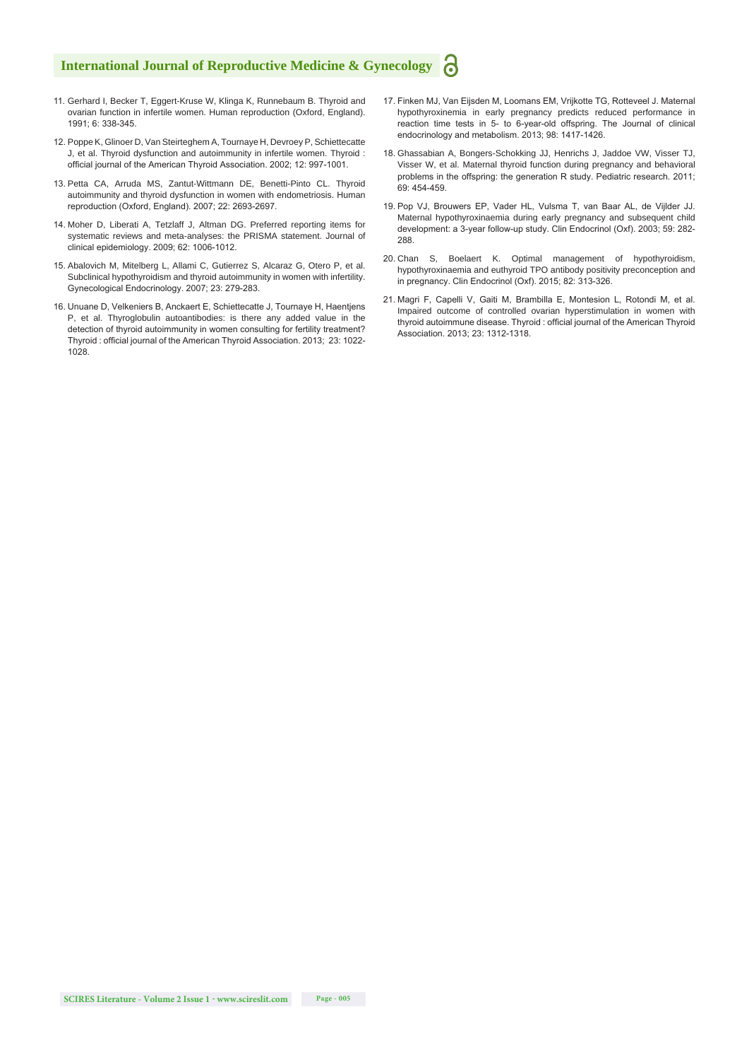11. Gerhard I, Becker T, Eggert-Kruse W, Klinga K, Runnebaum B. Thyroid and ovarian function in infertile women. Human reproduction (Oxford, England). 1991; 6: 338-345.
12. Poppe K, Glinoer D, Van Steirteghem A, Tournaye H, Devroey P, Schiettecatte J, et al. Thyroid dysfunction and autoimmunity in infertile women. Thyroid : official journal of the American Thyroid Association. 2002; 12: 997-1001.
13. Petta CA, Arruda MS, Zantut-Wittmann DE, Benetti-Pinto CL. Thyroid autoimmunity and thyroid dysfunction in women with endometriosis. Human reproduction (Oxford, England). 2007; 22: 2693-2697.
14. Moher D, Liberati A, Tetzlaff J, Altman DG. Preferred reporting items for systematic reviews and meta-analyses: the PRISMA statement. Journal of clinical epidemiology. 2009; 62: 1006-1012.
15. Abalovich M, Mitelberg L, Allami C, Gutierrez S, Alcaraz G, Otero P, et al. Subclinical hypothyroidism and thyroid autoimmunity in women with infertility. Gynecological Endocrinology. 2007; 23: 279-283.
16. Unuane D, Velkeniers B, Anckaert E, Schiettecatte J, Tournaye H, Haentjens P, et al. Thyroglobulin autoantibodies: is there any added value in the detection of thyroid autoimmunity in women consulting for fertility treatment? Thyroid : official journal of the American Thyroid Association. 2013; 23: 1022-1028.
17. Finken MJ, Van Eijsden M, Loomans EM, Vrijkotte TG, Rotteveel J. Maternal hypothyroxinemia in early pregnancy predicts reduced performance in reaction time tests in 5- to 6-year-old offspring. The Journal of clinical endocrinology and metabolism. 2013; 98: 1417-1426.
18. Ghassabian A, Bongers-Schokking JJ, Henrichs J, Jaddoe VW, Visser TJ, Visser W, et al. Maternal thyroid function during pregnancy and behavioral problems in the offspring: the generation R study. Pediatric research. 2011; 69: 454-459.
19. Pop VJ, Brouwers EP, Vader HL, Vulsma T, van Baar AL, de Vijlder JJ. Maternal hypothyroxinaemia during early pregnancy and subsequent child development: a 3-year follow-up study. Clin Endocrinol (Oxf). 2003; 59: 282-288.
20. Chan S, Boelaert K. Optimal management of hypothyroidism, hypothyroxinaemia and euthyroid TPO antibody positivity preconception and in pregnancy. Clin Endocrinol (Oxf). 2015; 82: 313-326.
21. Magri F, Capelli V, Gaiti M, Brambilla E, Montesion L, Rotondi M, et al. Impaired outcome of controlled ovarian hyperstimulation in women with thyroid autoimmune disease. Thyroid : official journal of the American Thyroid Association. 2013; 23: 1312-1318.